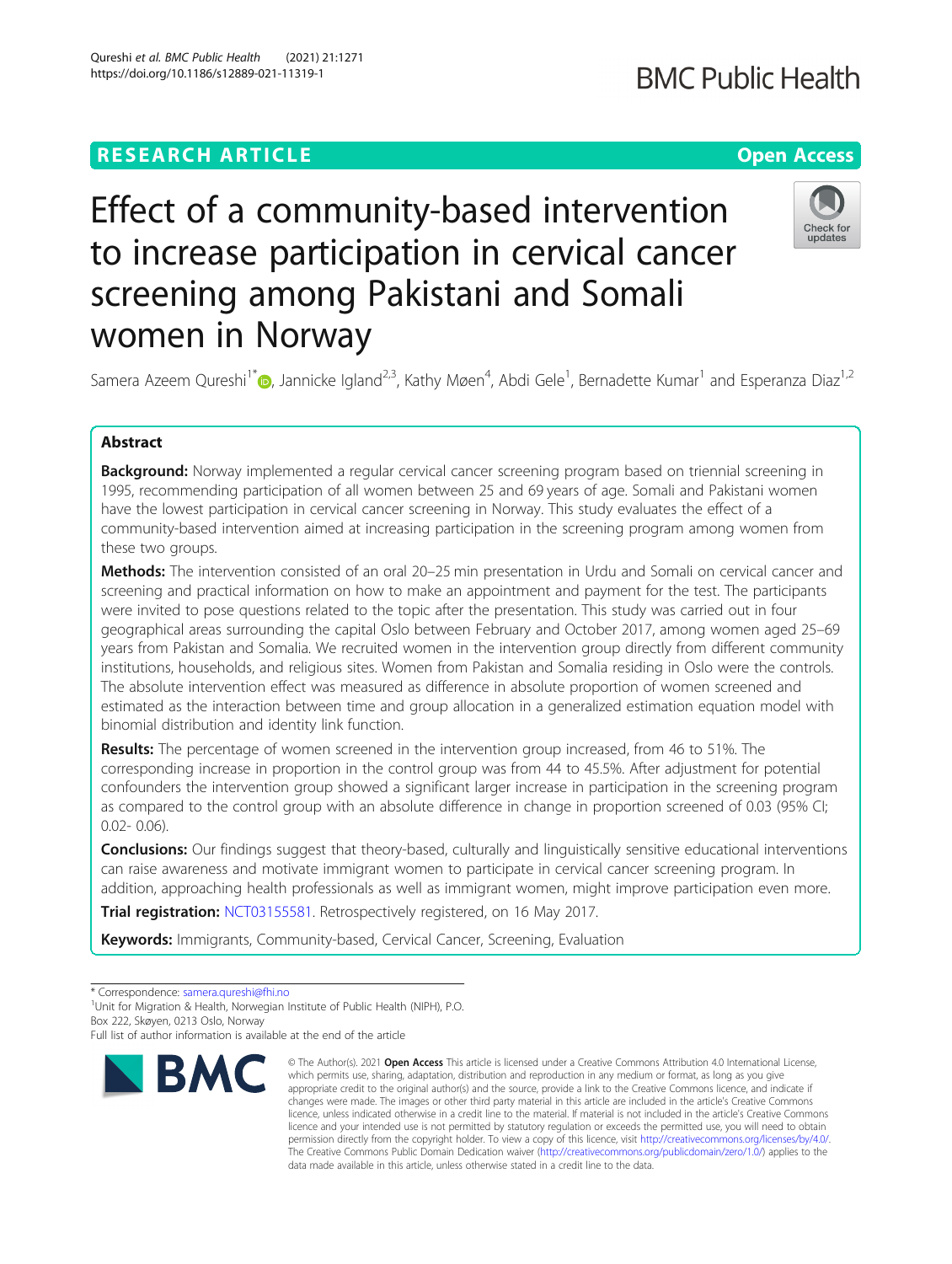RESEARCH ARTICLE

Open Access

# Effect of a community-based intervention to increase participation in cervical cancer screening among Pakistani and Somali women in Norway

Samera Azeem Qureshi[1*], Jannicke Igland[2,3], Kathy Møen[4], Abdi Gele[1], Bernadette Kumar[1] and Esperanza Diaz[1,2]

## Abstract

**Background:** Norway implemented a regular cervical cancer screening program based on triennial screening in 1995, recommending participation of all women between 25 and 69 years of age. Somali and Pakistani women have the lowest participation in cervical cancer screening in Norway. This study evaluates the effect of a community-based intervention aimed at increasing participation in the screening program among women from these two groups.

**Methods:** The intervention consisted of an oral 20–25 min presentation in Urdu and Somali on cervical cancer and screening and practical information on how to make an appointment and payment for the test. The participants were invited to pose questions related to the topic after the presentation. This study was carried out in four geographical areas surrounding the capital Oslo between February and October 2017, among women aged 25–69 years from Pakistan and Somalia. We recruited women in the intervention group directly from different community institutions, households, and religious sites. Women from Pakistan and Somalia residing in Oslo were the controls. The absolute intervention effect was measured as difference in absolute proportion of women screened and estimated as the interaction between time and group allocation in a generalized estimation equation model with binomial distribution and identity link function.

**Results:** The percentage of women screened in the intervention group increased, from 46 to 51%. The corresponding increase in proportion in the control group was from 44 to 45.5%. After adjustment for potential confounders the intervention group showed a significant larger increase in participation in the screening program as compared to the control group with an absolute difference in change in proportion screened of 0.03 (95% CI; 0.02- 0.06).

**Conclusions:** Our findings suggest that theory-based, culturally and linguistically sensitive educational interventions can raise awareness and motivate immigrant women to participate in cervical cancer screening program. In addition, approaching health professionals as well as immigrant women, might improve participation even more.

**Trial registration:** NCT03155581. Retrospectively registered, on 16 May 2017.

**Keywords:** Immigrants, Community-based, Cervical Cancer, Screening, Evaluation

---

* Correspondence: samera.qureshi@fhi.no
[1]Unit for Migration & Health, Norwegian Institute of Public Health (NIPH), P.O. Box 222, Skøyen, 0213 Oslo, Norway
Full list of author information is available at the end of the article

© The Author(s). 2021 **Open Access** This article is licensed under a Creative Commons Attribution 4.0 International License, which permits use, sharing, adaptation, distribution and reproduction in any medium or format, as long as you give appropriate credit to the original author(s) and the source, provide a link to the Creative Commons licence, and indicate if changes were made. The images or other third party material in this article are included in the article's Creative Commons licence, unless indicated otherwise in a credit line to the material. If material is not included in the article's Creative Commons licence and your intended use is not permitted by statutory regulation or exceeds the permitted use, you will need to obtain permission directly from the copyright holder. To view a copy of this licence, visit http://creativecommons.org/licenses/by/4.0/. The Creative Commons Public Domain Dedication waiver (http://creativecommons.org/publicdomain/zero/1.0/) applies to the data made available in this article, unless otherwise stated in a credit line to the data.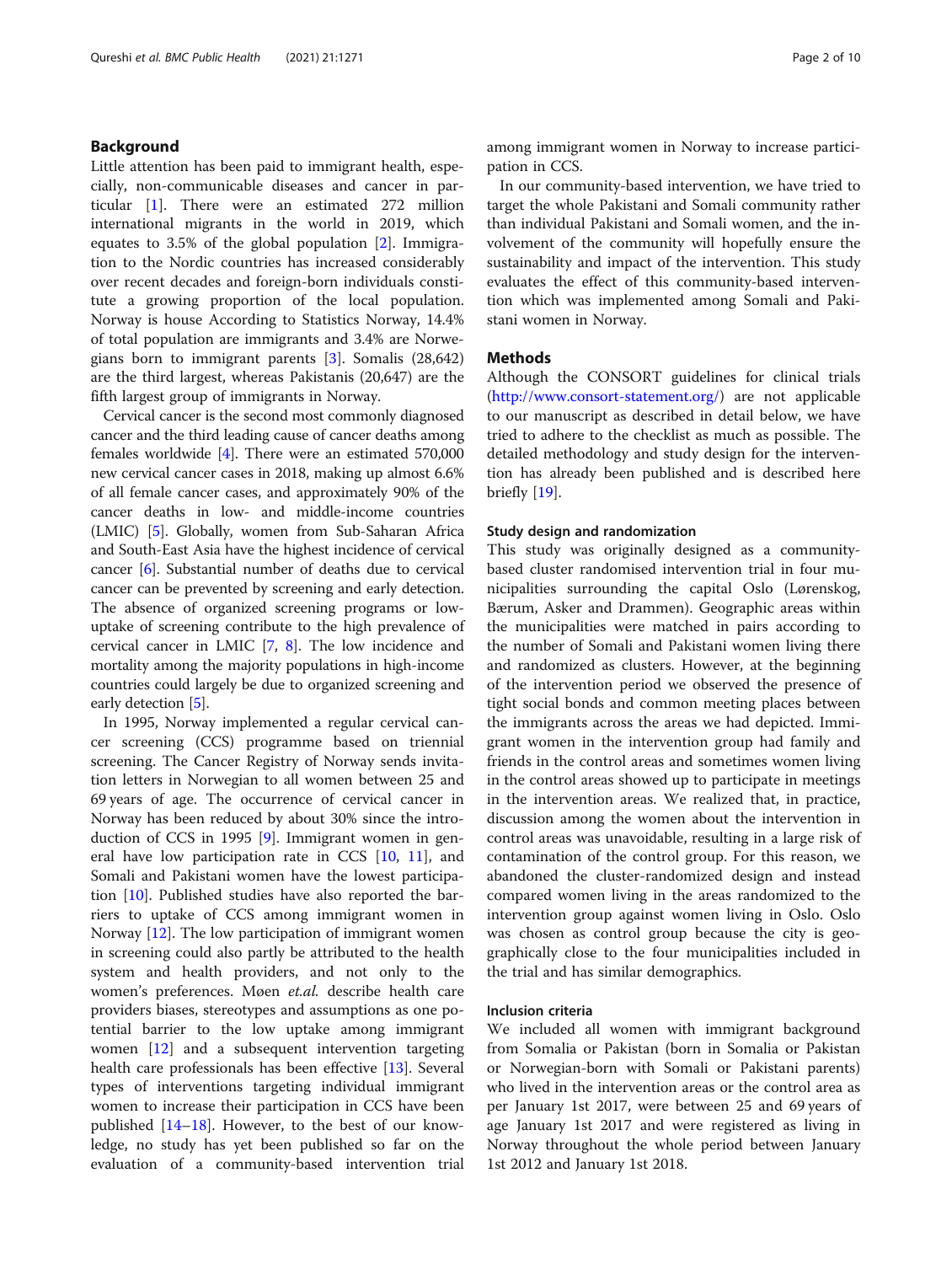## Background

Little attention has been paid to immigrant health, especially, non-communicable diseases and cancer in particular [1]. There were an estimated 272 million international migrants in the world in 2019, which equates to 3.5% of the global population [2]. Immigration to the Nordic countries has increased considerably over recent decades and foreign-born individuals constitute a growing proportion of the local population. Norway is house According to Statistics Norway, 14.4% of total population are immigrants and 3.4% are Norwegians born to immigrant parents [3]. Somalis (28,642) are the third largest, whereas Pakistanis (20,647) are the fifth largest group of immigrants in Norway.

Cervical cancer is the second most commonly diagnosed cancer and the third leading cause of cancer deaths among females worldwide [4]. There were an estimated 570,000 new cervical cancer cases in 2018, making up almost 6.6% of all female cancer cases, and approximately 90% of the cancer deaths in low- and middle-income countries (LMIC) [5]. Globally, women from Sub-Saharan Africa and South-East Asia have the highest incidence of cervical cancer [6]. Substantial number of deaths due to cervical cancer can be prevented by screening and early detection. The absence of organized screening programs or low-uptake of screening contribute to the high prevalence of cervical cancer in LMIC [7, 8]. The low incidence and mortality among the majority populations in high-income countries could largely be due to organized screening and early detection [5].

In 1995, Norway implemented a regular cervical cancer screening (CCS) programme based on triennial screening. The Cancer Registry of Norway sends invitation letters in Norwegian to all women between 25 and 69 years of age. The occurrence of cervical cancer in Norway has been reduced by about 30% since the introduction of CCS in 1995 [9]. Immigrant women in general have low participation rate in CCS [10, 11], and Somali and Pakistani women have the lowest participation [10]. Published studies have also reported the barriers to uptake of CCS among immigrant women in Norway [12]. The low participation of immigrant women in screening could also partly be attributed to the health system and health providers, and not only to the women's preferences. Møen *et.al.* describe health care providers biases, stereotypes and assumptions as one potential barrier to the low uptake among immigrant women [12] and a subsequent intervention targeting health care professionals has been effective [13]. Several types of interventions targeting individual immigrant women to increase their participation in CCS have been published [14–18]. However, to the best of our knowledge, no study has yet been published so far on the evaluation of a community-based intervention trial among immigrant women in Norway to increase participation in CCS.

In our community-based intervention, we have tried to target the whole Pakistani and Somali community rather than individual Pakistani and Somali women, and the involvement of the community will hopefully ensure the sustainability and impact of the intervention. This study evaluates the effect of this community-based intervention which was implemented among Somali and Pakistani women in Norway.

## Methods

Although the CONSORT guidelines for clinical trials (http://www.consort-statement.org/) are not applicable to our manuscript as described in detail below, we have tried to adhere to the checklist as much as possible. The detailed methodology and study design for the intervention has already been published and is described here briefly [19].

### Study design and randomization

This study was originally designed as a community-based cluster randomised intervention trial in four municipalities surrounding the capital Oslo (Lørenskog, Bærum, Asker and Drammen). Geographic areas within the municipalities were matched in pairs according to the number of Somali and Pakistani women living there and randomized as clusters. However, at the beginning of the intervention period we observed the presence of tight social bonds and common meeting places between the immigrants across the areas we had depicted. Immigrant women in the intervention group had family and friends in the control areas and sometimes women living in the control areas showed up to participate in meetings in the intervention areas. We realized that, in practice, discussion among the women about the intervention in control areas was unavoidable, resulting in a large risk of contamination of the control group. For this reason, we abandoned the cluster-randomized design and instead compared women living in the areas randomized to the intervention group against women living in Oslo. Oslo was chosen as control group because the city is geographically close to the four municipalities included in the trial and has similar demographics.

### Inclusion criteria

We included all women with immigrant background from Somalia or Pakistan (born in Somalia or Pakistan or Norwegian-born with Somali or Pakistani parents) who lived in the intervention areas or the control area as per January 1st 2017, were between 25 and 69 years of age January 1st 2017 and were registered as living in Norway throughout the whole period between January 1st 2012 and January 1st 2018.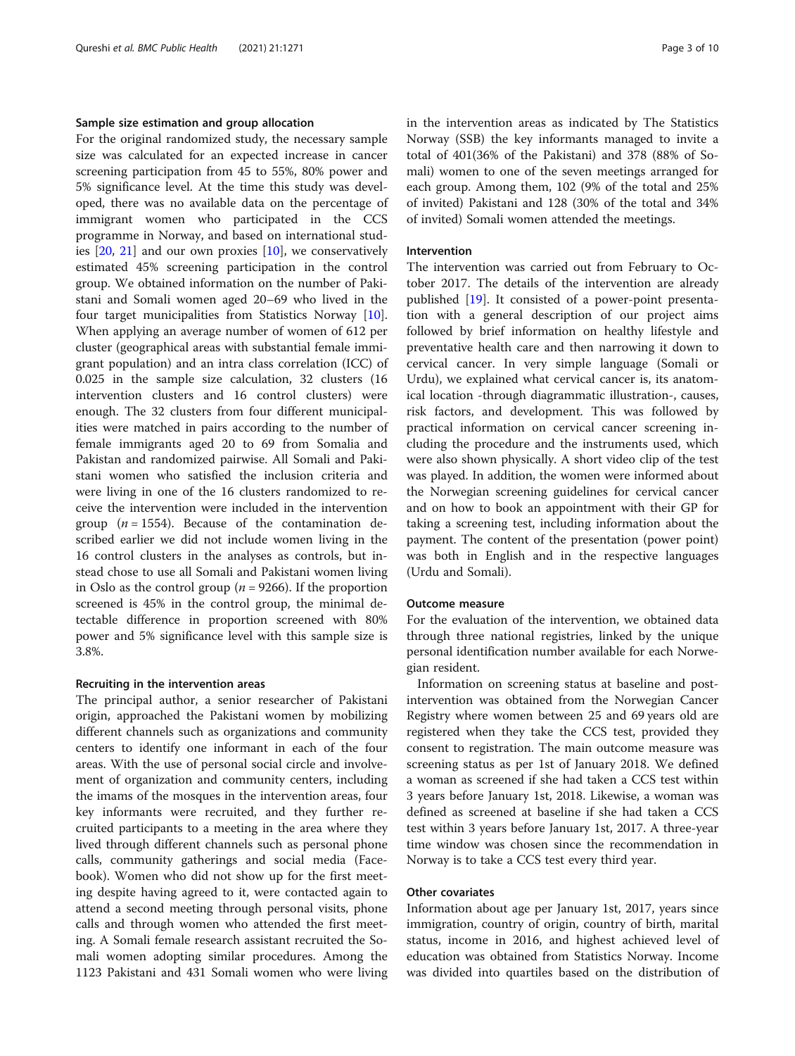### Sample size estimation and group allocation

For the original randomized study, the necessary sample size was calculated for an expected increase in cancer screening participation from 45 to 55%, 80% power and 5% significance level. At the time this study was developed, there was no available data on the percentage of immigrant women who participated in the CCS programme in Norway, and based on international studies [20, 21] and our own proxies [10], we conservatively estimated 45% screening participation in the control group. We obtained information on the number of Pakistani and Somali women aged 20–69 who lived in the four target municipalities from Statistics Norway [10]. When applying an average number of women of 612 per cluster (geographical areas with substantial female immigrant population) and an intra class correlation (ICC) of 0.025 in the sample size calculation, 32 clusters (16 intervention clusters and 16 control clusters) were enough. The 32 clusters from four different municipalities were matched in pairs according to the number of female immigrants aged 20 to 69 from Somalia and Pakistan and randomized pairwise. All Somali and Pakistani women who satisfied the inclusion criteria and were living in one of the 16 clusters randomized to receive the intervention were included in the intervention group ($n = 1554$). Because of the contamination described earlier we did not include women living in the 16 control clusters in the analyses as controls, but instead chose to use all Somali and Pakistani women living in Oslo as the control group ($n = 9266$). If the proportion screened is 45% in the control group, the minimal detectable difference in proportion screened with 80% power and 5% significance level with this sample size is 3.8%.

### Recruiting in the intervention areas

The principal author, a senior researcher of Pakistani origin, approached the Pakistani women by mobilizing different channels such as organizations and community centers to identify one informant in each of the four areas. With the use of personal social circle and involvement of organization and community centers, including the imams of the mosques in the intervention areas, four key informants were recruited, and they further recruited participants to a meeting in the area where they lived through different channels such as personal phone calls, community gatherings and social media (Facebook). Women who did not show up for the first meeting despite having agreed to it, were contacted again to attend a second meeting through personal visits, phone calls and through women who attended the first meeting. A Somali female research assistant recruited the Somali women adopting similar procedures. Among the 1123 Pakistani and 431 Somali women who were living in the intervention areas as indicated by The Statistics Norway (SSB) the key informants managed to invite a total of 401(36% of the Pakistani) and 378 (88% of Somali) women to one of the seven meetings arranged for each group. Among them, 102 (9% of the total and 25% of invited) Pakistani and 128 (30% of the total and 34% of invited) Somali women attended the meetings.

### Intervention

The intervention was carried out from February to October 2017. The details of the intervention are already published [19]. It consisted of a power-point presentation with a general description of our project aims followed by brief information on healthy lifestyle and preventative health care and then narrowing it down to cervical cancer. In very simple language (Somali or Urdu), we explained what cervical cancer is, its anatomical location -through diagrammatic illustration-, causes, risk factors, and development. This was followed by practical information on cervical cancer screening including the procedure and the instruments used, which were also shown physically. A short video clip of the test was played. In addition, the women were informed about the Norwegian screening guidelines for cervical cancer and on how to book an appointment with their GP for taking a screening test, including information about the payment. The content of the presentation (power point) was both in English and in the respective languages (Urdu and Somali).

### Outcome measure

For the evaluation of the intervention, we obtained data through three national registries, linked by the unique personal identification number available for each Norwegian resident.

Information on screening status at baseline and post-intervention was obtained from the Norwegian Cancer Registry where women between 25 and 69 years old are registered when they take the CCS test, provided they consent to registration. The main outcome measure was screening status as per 1st of January 2018. We defined a woman as screened if she had taken a CCS test within 3 years before January 1st, 2018. Likewise, a woman was defined as screened at baseline if she had taken a CCS test within 3 years before January 1st, 2017. A three-year time window was chosen since the recommendation in Norway is to take a CCS test every third year.

### Other covariates

Information about age per January 1st, 2017, years since immigration, country of origin, country of birth, marital status, income in 2016, and highest achieved level of education was obtained from Statistics Norway. Income was divided into quartiles based on the distribution of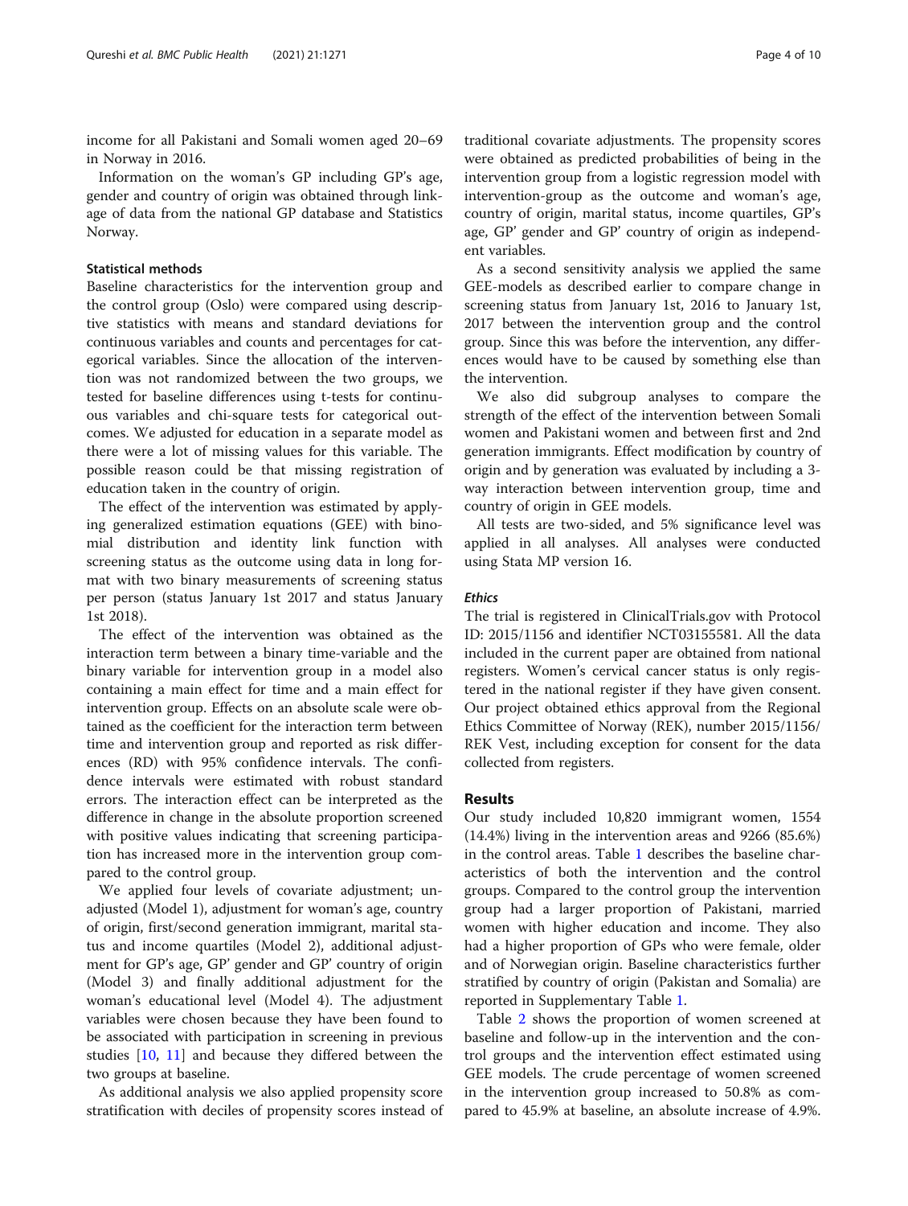income for all Pakistani and Somali women aged 20–69 in Norway in 2016.

Information on the woman's GP including GP's age, gender and country of origin was obtained through linkage of data from the national GP database and Statistics Norway.

### Statistical methods

Baseline characteristics for the intervention group and the control group (Oslo) were compared using descriptive statistics with means and standard deviations for continuous variables and counts and percentages for categorical variables. Since the allocation of the intervention was not randomized between the two groups, we tested for baseline differences using t-tests for continuous variables and chi-square tests for categorical outcomes. We adjusted for education in a separate model as there were a lot of missing values for this variable. The possible reason could be that missing registration of education taken in the country of origin.

The effect of the intervention was estimated by applying generalized estimation equations (GEE) with binomial distribution and identity link function with screening status as the outcome using data in long format with two binary measurements of screening status per person (status January 1st 2017 and status January 1st 2018).

The effect of the intervention was obtained as the interaction term between a binary time-variable and the binary variable for intervention group in a model also containing a main effect for time and a main effect for intervention group. Effects on an absolute scale were obtained as the coefficient for the interaction term between time and intervention group and reported as risk differences (RD) with 95% confidence intervals. The confidence intervals were estimated with robust standard errors. The interaction effect can be interpreted as the difference in change in the absolute proportion screened with positive values indicating that screening participation has increased more in the intervention group compared to the control group.

We applied four levels of covariate adjustment; unadjusted (Model 1), adjustment for woman's age, country of origin, first/second generation immigrant, marital status and income quartiles (Model 2), additional adjustment for GP's age, GP' gender and GP' country of origin (Model 3) and finally additional adjustment for the woman's educational level (Model 4). The adjustment variables were chosen because they have been found to be associated with participation in screening in previous studies [10, 11] and because they differed between the two groups at baseline.

As additional analysis we also applied propensity score stratification with deciles of propensity scores instead of traditional covariate adjustments. The propensity scores were obtained as predicted probabilities of being in the intervention group from a logistic regression model with intervention-group as the outcome and woman's age, country of origin, marital status, income quartiles, GP's age, GP' gender and GP' country of origin as independent variables.

As a second sensitivity analysis we applied the same GEE-models as described earlier to compare change in screening status from January 1st, 2016 to January 1st, 2017 between the intervention group and the control group. Since this was before the intervention, any differences would have to be caused by something else than the intervention.

We also did subgroup analyses to compare the strength of the effect of the intervention between Somali women and Pakistani women and between first and 2nd generation immigrants. Effect modification by country of origin and by generation was evaluated by including a 3-way interaction between intervention group, time and country of origin in GEE models.

All tests are two-sided, and 5% significance level was applied in all analyses. All analyses were conducted using Stata MP version 16.

#### *Ethics*

The trial is registered in ClinicalTrials.gov with Protocol ID: 2015/1156 and identifier NCT03155581. All the data included in the current paper are obtained from national registers. Women's cervical cancer status is only registered in the national register if they have given consent. Our project obtained ethics approval from the Regional Ethics Committee of Norway (REK), number 2015/1156/ REK Vest, including exception for consent for the data collected from registers.

## Results

Our study included 10,820 immigrant women, 1554 (14.4%) living in the intervention areas and 9266 (85.6%) in the control areas. Table 1 describes the baseline characteristics of both the intervention and the control groups. Compared to the control group the intervention group had a larger proportion of Pakistani, married women with higher education and income. They also had a higher proportion of GPs who were female, older and of Norwegian origin. Baseline characteristics further stratified by country of origin (Pakistan and Somalia) are reported in Supplementary Table 1.

Table 2 shows the proportion of women screened at baseline and follow-up in the intervention and the control groups and the intervention effect estimated using GEE models. The crude percentage of women screened in the intervention group increased to 50.8% as compared to 45.9% at baseline, an absolute increase of 4.9%.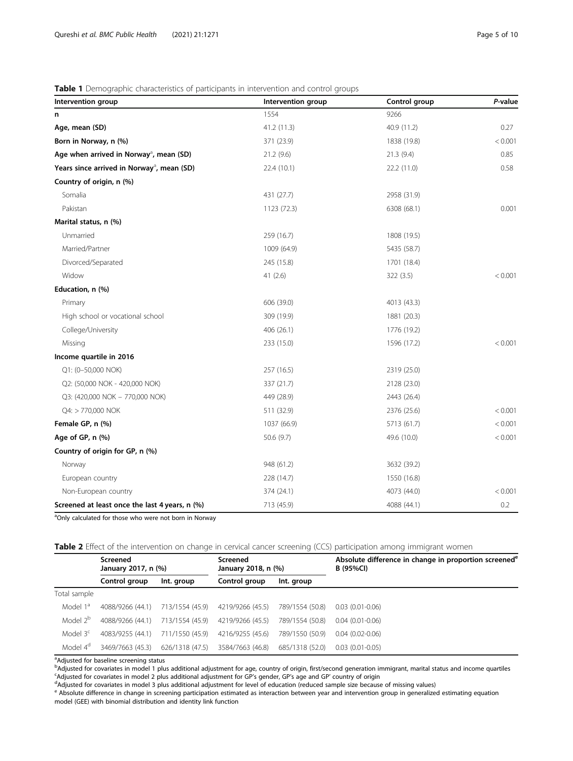**Table 1** Demographic characteristics of participants in intervention and control groups

| Intervention group | Intervention group | Control group | *P*-value |
|---|---|---|---|
| **n** | 1554 | 9266 | |
| **Age, mean (SD)** | 41.2 (11.3) | 40.9 (11.2) | 0.27 |
| **Born in Norway, n (%)** | 371 (23.9) | 1838 (19.8) | < 0.001 |
| **Age when arrived in Norway[a], mean (SD)** | 21.2 (9.6) | 21.3 (9.4) | 0.85 |
| **Years since arrived in Norway[a], mean (SD)** | 22.4 (10.1) | 22.2 (11.0) | 0.58 |
| **Country of origin, n (%)** | | | |
| Somalia | 431 (27.7) | 2958 (31.9) | |
| Pakistan | 1123 (72.3) | 6308 (68.1) | 0.001 |
| **Marital status, n (%)** | | | |
| Unmarried | 259 (16.7) | 1808 (19.5) | |
| Married/Partner | 1009 (64.9) | 5435 (58.7) | |
| Divorced/Separated | 245 (15.8) | 1701 (18.4) | |
| Widow | 41 (2.6) | 322 (3.5) | < 0.001 |
| **Education, n (%)** | | | |
| Primary | 606 (39.0) | 4013 (43.3) | |
| High school or vocational school | 309 (19.9) | 1881 (20.3) | |
| College/University | 406 (26.1) | 1776 (19.2) | |
| Missing | 233 (15.0) | 1596 (17.2) | < 0.001 |
| **Income quartile in 2016** | | | |
| Q1: (0–50,000 NOK) | 257 (16.5) | 2319 (25.0) | |
| Q2: (50,000 NOK - 420,000 NOK) | 337 (21.7) | 2128 (23.0) | |
| Q3: (420,000 NOK – 770,000 NOK) | 449 (28.9) | 2443 (26.4) | |
| Q4: > 770,000 NOK | 511 (32.9) | 2376 (25.6) | < 0.001 |
| **Female GP, n (%)** | 1037 (66.9) | 5713 (61.7) | < 0.001 |
| **Age of GP, n (%)** | 50.6 (9.7) | 49.6 (10.0) | < 0.001 |
| **Country of origin for GP, n (%)** | | | |
| Norway | 948 (61.2) | 3632 (39.2) | |
| European country | 228 (14.7) | 1550 (16.8) | |
| Non-European country | 374 (24.1) | 4073 (44.0) | < 0.001 |
| **Screened at least once the last 4 years, n (%)** | 713 (45.9) | 4088 (44.1) | 0.2 |

[a]Only calculated for those who were not born in Norway

**Table 2** Effect of the intervention on change in cervical cancer screening (CCS) participation among immigrant women

| | Screened January 2017, n (%) | | Screened January 2018, n (%) | | Absolute difference in change in proportion screened[e] B (95%CI) |
|---|---|---|---|---|---|
| | Control group | Int. group | Control group | Int. group | |
| Total sample | | | | | |
| Model 1[a] | 4088/9266 (44.1) | 713/1554 (45.9) | 4219/9266 (45.5) | 789/1554 (50.8) | 0.03 (0.01-0.06) |
| Model 2[b] | 4088/9266 (44.1) | 713/1554 (45.9) | 4219/9266 (45.5) | 789/1554 (50.8) | 0.04 (0.01-0.06) |
| Model 3[c] | 4083/9255 (44.1) | 711/1550 (45.9) | 4216/9255 (45.6) | 789/1550 (50.9) | 0.04 (0.02-0.06) |
| Model 4[d] | 3469/7663 (45.3) | 626/1318 (47.5) | 3584/7663 (46.8) | 685/1318 (52.0) | 0.03 (0.01-0.05) |

[a]Adjusted for baseline screening status
[b]Adjusted for covariates in model 1 plus additional adjustment for age, country of origin, first/second generation immigrant, marital status and income quartiles
[c]Adjusted for covariates in model 2 plus additional adjustment for GP's gender, GP's age and GP' country of origin
[d]Adjusted for covariates in model 3 plus additional adjustment for level of education (reduced sample size because of missing values)
[e] Absolute difference in change in screening participation estimated as interaction between year and intervention group in generalized estimating equation model (GEE) with binomial distribution and identity link function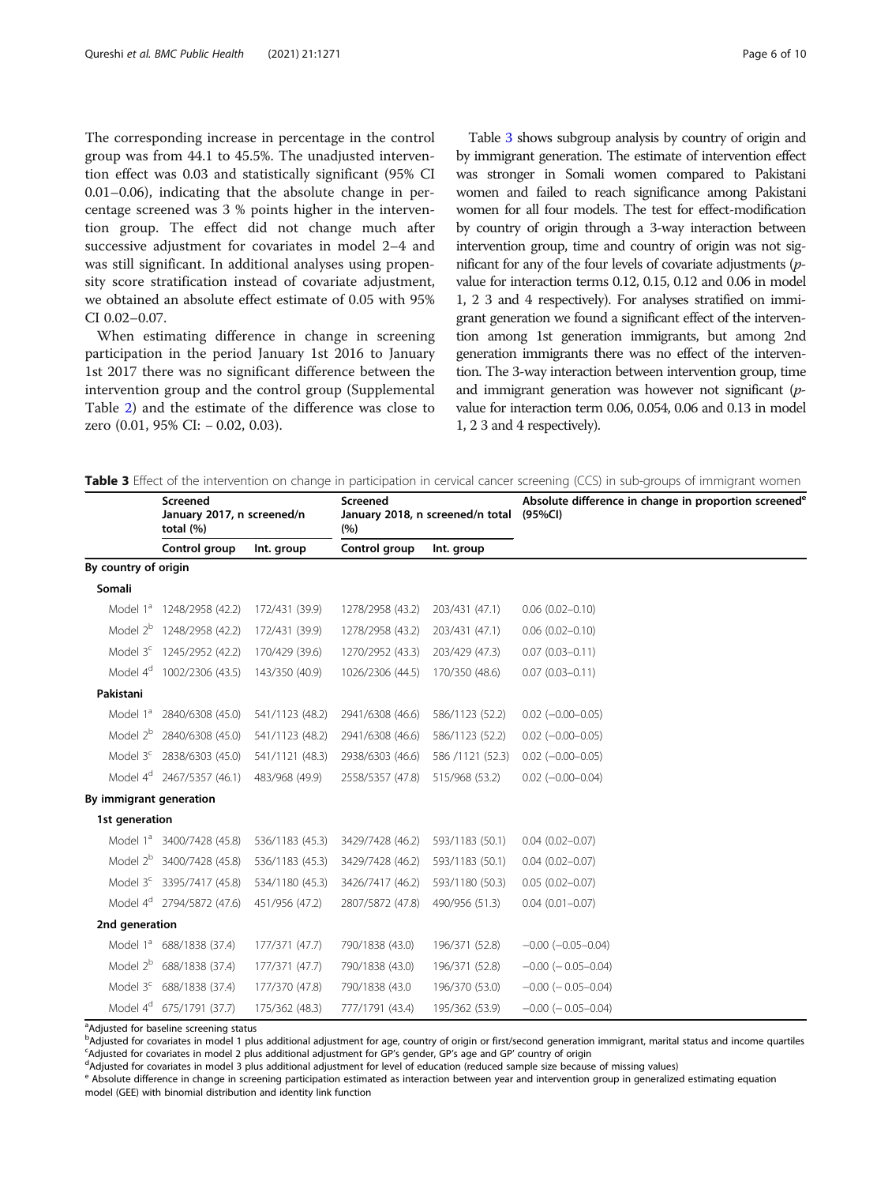The corresponding increase in percentage in the control group was from 44.1 to 45.5%. The unadjusted intervention effect was 0.03 and statistically significant (95% CI 0.01–0.06), indicating that the absolute change in percentage screened was 3 % points higher in the intervention group. The effect did not change much after successive adjustment for covariates in model 2–4 and was still significant. In additional analyses using propensity score stratification instead of covariate adjustment, we obtained an absolute effect estimate of 0.05 with 95% CI 0.02–0.07.

When estimating difference in change in screening participation in the period January 1st 2016 to January 1st 2017 there was no significant difference between the intervention group and the control group (Supplemental Table 2) and the estimate of the difference was close to zero (0.01, 95% CI: − 0.02, 0.03).

Table 3 shows subgroup analysis by country of origin and by immigrant generation. The estimate of intervention effect was stronger in Somali women compared to Pakistani women and failed to reach significance among Pakistani women for all four models. The test for effect-modification by country of origin through a 3-way interaction between intervention group, time and country of origin was not significant for any of the four levels of covariate adjustments (p-value for interaction terms 0.12, 0.15, 0.12 and 0.06 in model 1, 2 3 and 4 respectively). For analyses stratified on immigrant generation we found a significant effect of the intervention among 1st generation immigrants, but among 2nd generation immigrants there was no effect of the intervention. The 3-way interaction between intervention group, time and immigrant generation was however not significant (p-value for interaction term 0.06, 0.054, 0.06 and 0.13 in model 1, 2 3 and 4 respectively).

**Table 3** Effect of the intervention on change in participation in cervical cancer screening (CCS) in sub-groups of immigrant women

| | Screened January 2017, n screened/n total (%) | | Screened January 2018, n screened/n total (%) | | Absolute difference in change in proportion screened[e] (95%CI) |
|---|---|---|---|---|---|
| | Control group | Int. group | Control group | Int. group | |
| **By country of origin** | | | | | |
| **Somali** | | | | | |
| Model 1[a] | 1248/2958 (42.2) | 172/431 (39.9) | 1278/2958 (43.2) | 203/431 (47.1) | 0.06 (0.02–0.10) |
| Model 2[b] | 1248/2958 (42.2) | 172/431 (39.9) | 1278/2958 (43.2) | 203/431 (47.1) | 0.06 (0.02–0.10) |
| Model 3[c] | 1245/2952 (42.2) | 170/429 (39.6) | 1270/2952 (43.3) | 203/429 (47.3) | 0.07 (0.03–0.11) |
| Model 4[d] | 1002/2306 (43.5) | 143/350 (40.9) | 1026/2306 (44.5) | 170/350 (48.6) | 0.07 (0.03–0.11) |
| **Pakistani** | | | | | |
| Model 1[a] | 2840/6308 (45.0) | 541/1123 (48.2) | 2941/6308 (46.6) | 586/1123 (52.2) | 0.02 (−0.00–0.05) |
| Model 2[b] | 2840/6308 (45.0) | 541/1123 (48.2) | 2941/6308 (46.6) | 586/1123 (52.2) | 0.02 (−0.00–0.05) |
| Model 3[c] | 2838/6303 (45.0) | 541/1121 (48.3) | 2938/6303 (46.6) | 586 /1121 (52.3) | 0.02 (−0.00–0.05) |
| Model 4[d] | 2467/5357 (46.1) | 483/968 (49.9) | 2558/5357 (47.8) | 515/968 (53.2) | 0.02 (−0.00–0.04) |
| **By immigrant generation** | | | | | |
| **1st generation** | | | | | |
| Model 1[a] | 3400/7428 (45.8) | 536/1183 (45.3) | 3429/7428 (46.2) | 593/1183 (50.1) | 0.04 (0.02–0.07) |
| Model 2[b] | 3400/7428 (45.8) | 536/1183 (45.3) | 3429/7428 (46.2) | 593/1183 (50.1) | 0.04 (0.02–0.07) |
| Model 3[c] | 3395/7417 (45.8) | 534/1180 (45.3) | 3426/7417 (46.2) | 593/1180 (50.3) | 0.05 (0.02–0.07) |
| Model 4[d] | 2794/5872 (47.6) | 451/956 (47.2) | 2807/5872 (47.8) | 490/956 (51.3) | 0.04 (0.01–0.07) |
| **2nd generation** | | | | | |
| Model 1[a] | 688/1838 (37.4) | 177/371 (47.7) | 790/1838 (43.0) | 196/371 (52.8) | −0.00 (−0.05–0.04) |
| Model 2[b] | 688/1838 (37.4) | 177/371 (47.7) | 790/1838 (43.0) | 196/371 (52.8) | −0.00 (− 0.05–0.04) |
| Model 3[c] | 688/1838 (37.4) | 177/370 (47.8) | 790/1838 (43.0 | 196/370 (53.0) | −0.00 (− 0.05–0.04) |
| Model 4[d] | 675/1791 (37.7) | 175/362 (48.3) | 777/1791 (43.4) | 195/362 (53.9) | −0.00 (− 0.05–0.04) |

[a]Adjusted for baseline screening status
[b]Adjusted for covariates in model 1 plus additional adjustment for age, country of origin or first/second generation immigrant, marital status and income quartiles
[c]Adjusted for covariates in model 2 plus additional adjustment for GP's gender, GP's age and GP' country of origin
[d]Adjusted for covariates in model 3 plus additional adjustment for level of education (reduced sample size because of missing values)
[e] Absolute difference in change in screening participation estimated as interaction between year and intervention group in generalized estimating equation model (GEE) with binomial distribution and identity link function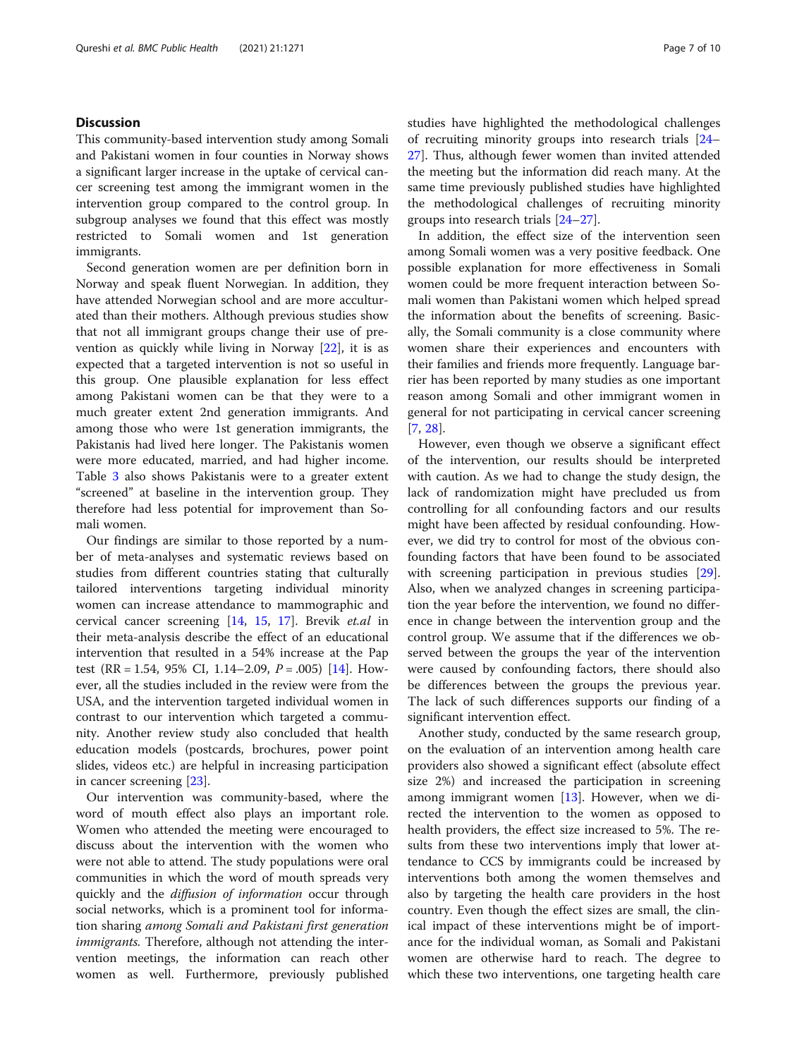## Discussion

This community-based intervention study among Somali and Pakistani women in four counties in Norway shows a significant larger increase in the uptake of cervical cancer screening test among the immigrant women in the intervention group compared to the control group. In subgroup analyses we found that this effect was mostly restricted to Somali women and 1st generation immigrants.

Second generation women are per definition born in Norway and speak fluent Norwegian. In addition, they have attended Norwegian school and are more acculturated than their mothers. Although previous studies show that not all immigrant groups change their use of prevention as quickly while living in Norway [22], it is as expected that a targeted intervention is not so useful in this group. One plausible explanation for less effect among Pakistani women can be that they were to a much greater extent 2nd generation immigrants. And among those who were 1st generation immigrants, the Pakistanis had lived here longer. The Pakistanis women were more educated, married, and had higher income. Table 3 also shows Pakistanis were to a greater extent "screened" at baseline in the intervention group. They therefore had less potential for improvement than Somali women.

Our findings are similar to those reported by a number of meta-analyses and systematic reviews based on studies from different countries stating that culturally tailored interventions targeting individual minority women can increase attendance to mammographic and cervical cancer screening [14, 15, 17]. Brevik *et.al* in their meta-analysis describe the effect of an educational intervention that resulted in a 54% increase at the Pap test (RR = 1.54, 95% CI, 1.14–2.09, $P = .005$) [14]. However, all the studies included in the review were from the USA, and the intervention targeted individual women in contrast to our intervention which targeted a community. Another review study also concluded that health education models (postcards, brochures, power point slides, videos etc.) are helpful in increasing participation in cancer screening [23].

Our intervention was community-based, where the word of mouth effect also plays an important role. Women who attended the meeting were encouraged to discuss about the intervention with the women who were not able to attend. The study populations were oral communities in which the word of mouth spreads very quickly and the *diffusion of information* occur through social networks, which is a prominent tool for information sharing *among Somali and Pakistani first generation immigrants*. Therefore, although not attending the intervention meetings, the information can reach other women as well. Furthermore, previously published studies have highlighted the methodological challenges of recruiting minority groups into research trials [24–27]. Thus, although fewer women than invited attended the meeting but the information did reach many. At the same time previously published studies have highlighted the methodological challenges of recruiting minority groups into research trials [24–27].

In addition, the effect size of the intervention seen among Somali women was a very positive feedback. One possible explanation for more effectiveness in Somali women could be more frequent interaction between Somali women than Pakistani women which helped spread the information about the benefits of screening. Basically, the Somali community is a close community where women share their experiences and encounters with their families and friends more frequently. Language barrier has been reported by many studies as one important reason among Somali and other immigrant women in general for not participating in cervical cancer screening [7, 28].

However, even though we observe a significant effect of the intervention, our results should be interpreted with caution. As we had to change the study design, the lack of randomization might have precluded us from controlling for all confounding factors and our results might have been affected by residual confounding. However, we did try to control for most of the obvious confounding factors that have been found to be associated with screening participation in previous studies [29]. Also, when we analyzed changes in screening participation the year before the intervention, we found no difference in change between the intervention group and the control group. We assume that if the differences we observed between the groups the year of the intervention were caused by confounding factors, there should also be differences between the groups the previous year. The lack of such differences supports our finding of a significant intervention effect.

Another study, conducted by the same research group, on the evaluation of an intervention among health care providers also showed a significant effect (absolute effect size 2%) and increased the participation in screening among immigrant women [13]. However, when we directed the intervention to the women as opposed to health providers, the effect size increased to 5%. The results from these two interventions imply that lower attendance to CCS by immigrants could be increased by interventions both among the women themselves and also by targeting the health care providers in the host country. Even though the effect sizes are small, the clinical impact of these interventions might be of importance for the individual woman, as Somali and Pakistani women are otherwise hard to reach. The degree to which these two interventions, one targeting health care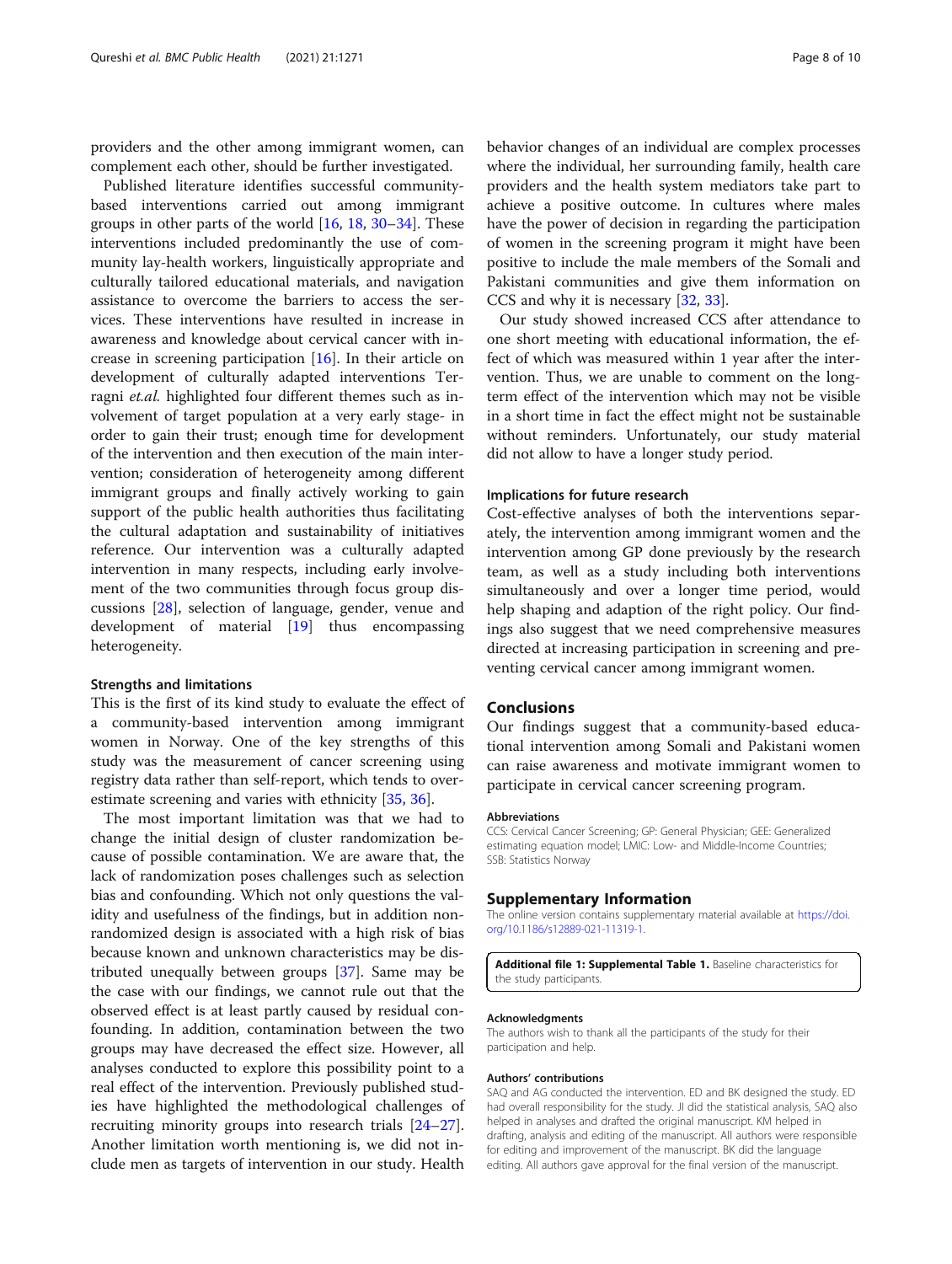providers and the other among immigrant women, can complement each other, should be further investigated.

Published literature identifies successful community-based interventions carried out among immigrant groups in other parts of the world [16, 18, 30–34]. These interventions included predominantly the use of community lay-health workers, linguistically appropriate and culturally tailored educational materials, and navigation assistance to overcome the barriers to access the services. These interventions have resulted in increase in awareness and knowledge about cervical cancer with increase in screening participation [16]. In their article on development of culturally adapted interventions Terragni *et.al.* highlighted four different themes such as involvement of target population at a very early stage- in order to gain their trust; enough time for development of the intervention and then execution of the main intervention; consideration of heterogeneity among different immigrant groups and finally actively working to gain support of the public health authorities thus facilitating the cultural adaptation and sustainability of initiatives reference. Our intervention was a culturally adapted intervention in many respects, including early involvement of the two communities through focus group discussions [28], selection of language, gender, venue and development of material [19] thus encompassing heterogeneity.

### Strengths and limitations

This is the first of its kind study to evaluate the effect of a community-based intervention among immigrant women in Norway. One of the key strengths of this study was the measurement of cancer screening using registry data rather than self-report, which tends to overestimate screening and varies with ethnicity [35, 36].

The most important limitation was that we had to change the initial design of cluster randomization because of possible contamination. We are aware that, the lack of randomization poses challenges such as selection bias and confounding. Which not only questions the validity and usefulness of the findings, but in addition non-randomized design is associated with a high risk of bias because known and unknown characteristics may be distributed unequally between groups [37]. Same may be the case with our findings, we cannot rule out that the observed effect is at least partly caused by residual confounding. In addition, contamination between the two groups may have decreased the effect size. However, all analyses conducted to explore this possibility point to a real effect of the intervention. Previously published studies have highlighted the methodological challenges of recruiting minority groups into research trials [24–27]. Another limitation worth mentioning is, we did not include men as targets of intervention in our study. Health behavior changes of an individual are complex processes where the individual, her surrounding family, health care providers and the health system mediators take part to achieve a positive outcome. In cultures where males have the power of decision in regarding the participation of women in the screening program it might have been positive to include the male members of the Somali and Pakistani communities and give them information on CCS and why it is necessary [32, 33].

Our study showed increased CCS after attendance to one short meeting with educational information, the effect of which was measured within 1 year after the intervention. Thus, we are unable to comment on the long-term effect of the intervention which may not be visible in a short time in fact the effect might not be sustainable without reminders. Unfortunately, our study material did not allow to have a longer study period.

### Implications for future research

Cost-effective analyses of both the interventions separately, the intervention among immigrant women and the intervention among GP done previously by the research team, as well as a study including both interventions simultaneously and over a longer time period, would help shaping and adaption of the right policy. Our findings also suggest that we need comprehensive measures directed at increasing participation in screening and preventing cervical cancer among immigrant women.

## Conclusions

Our findings suggest that a community-based educational intervention among Somali and Pakistani women can raise awareness and motivate immigrant women to participate in cervical cancer screening program.

#### Abbreviations

CCS: Cervical Cancer Screening; GP: General Physician; GEE: Generalized estimating equation model; LMIC: Low- and Middle-Income Countries; SSB: Statistics Norway

## Supplementary Information

The online version contains supplementary material available at https://doi.org/10.1186/s12889-021-11319-1.

**Additional file 1: Supplemental Table 1.** Baseline characteristics for the study participants.

#### Acknowledgments

The authors wish to thank all the participants of the study for their participation and help.

#### Authors' contributions

SAQ and AG conducted the intervention. ED and BK designed the study. ED had overall responsibility for the study. JI did the statistical analysis, SAQ also helped in analyses and drafted the original manuscript. KM helped in drafting, analysis and editing of the manuscript. All authors were responsible for editing and improvement of the manuscript. BK did the language editing. All authors gave approval for the final version of the manuscript.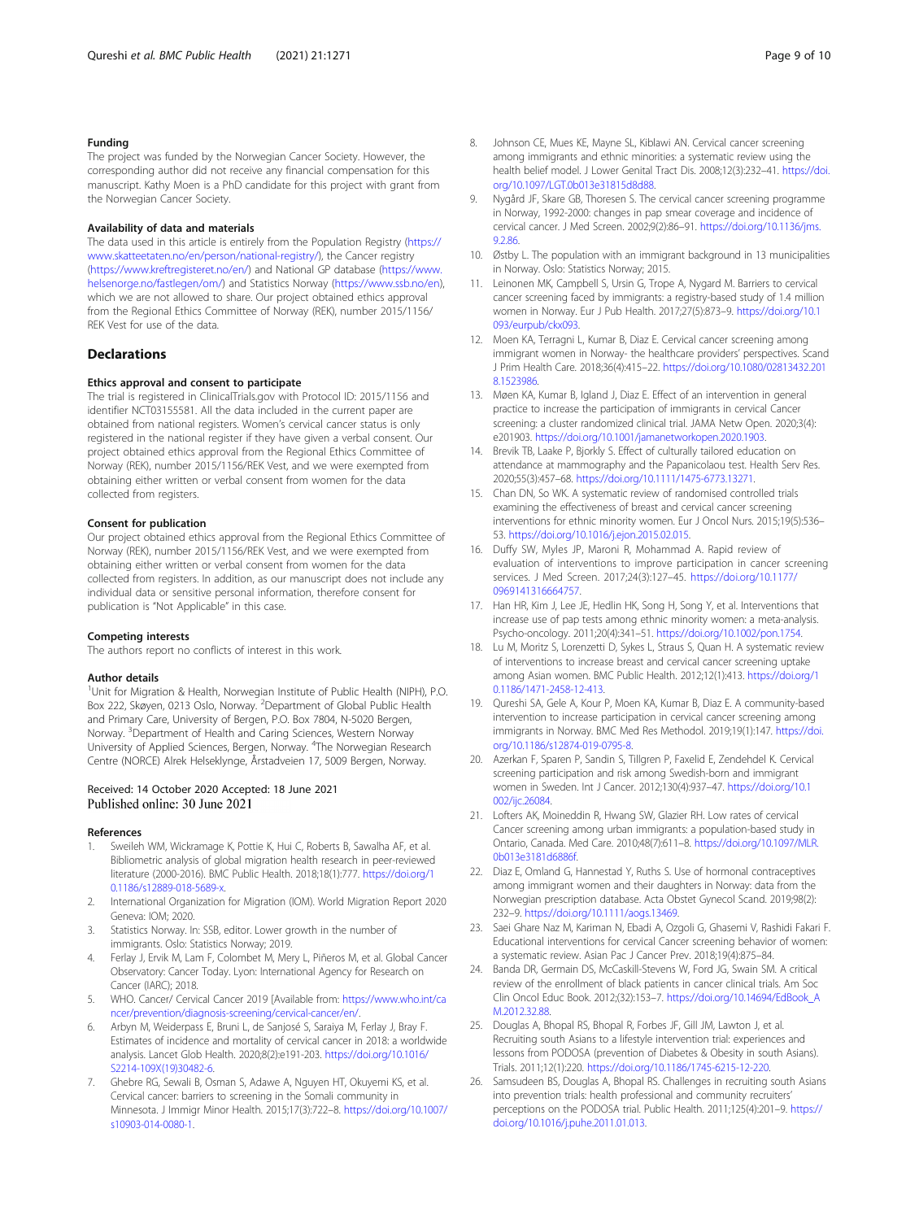#### Funding

The project was funded by the Norwegian Cancer Society. However, the corresponding author did not receive any financial compensation for this manuscript. Kathy Moen is a PhD candidate for this project with grant from the Norwegian Cancer Society.

#### Availability of data and materials

The data used in this article is entirely from the Population Registry (https://www.skatteetaten.no/en/person/national-registry/), the Cancer registry (https://www.kreftregisteret.no/en/) and National GP database (https://www.helsenorge.no/fastlegen/om/) and Statistics Norway (https://www.ssb.no/en), which we are not allowed to share. Our project obtained ethics approval from the Regional Ethics Committee of Norway (REK), number 2015/1156/REK Vest for use of the data.

## Declarations

#### Ethics approval and consent to participate

The trial is registered in ClinicalTrials.gov with Protocol ID: 2015/1156 and identifier NCT03155581. All the data included in the current paper are obtained from national registers. Women's cervical cancer status is only registered in the national register if they have given a verbal consent. Our project obtained ethics approval from the Regional Ethics Committee of Norway (REK), number 2015/1156/REK Vest, and we were exempted from obtaining either written or verbal consent from women for the data collected from registers.

#### Consent for publication

Our project obtained ethics approval from the Regional Ethics Committee of Norway (REK), number 2015/1156/REK Vest, and we were exempted from obtaining either written or verbal consent from women for the data collected from registers. In addition, as our manuscript does not include any individual data or sensitive personal information, therefore consent for publication is "Not Applicable" in this case.

#### Competing interests

The authors report no conflicts of interest in this work.

#### Author details

[1]Unit for Migration & Health, Norwegian Institute of Public Health (NIPH), P.O. Box 222, Skøyen, 0213 Oslo, Norway. [2]Department of Global Public Health and Primary Care, University of Bergen, P.O. Box 7804, N-5020 Bergen, Norway. [3]Department of Health and Caring Sciences, Western Norway University of Applied Sciences, Bergen, Norway. [4]The Norwegian Research Centre (NORCE) Alrek Helseklynge, Årstadveien 17, 5009 Bergen, Norway.

Received: 14 October 2020 Accepted: 18 June 2021
Published online: 30 June 2021

#### References

1. Sweileh WM, Wickramage K, Pottie K, Hui C, Roberts B, Sawalha AF, et al. Bibliometric analysis of global migration health research in peer-reviewed literature (2000-2016). BMC Public Health. 2018;18(1):777. https://doi.org/10.1186/s12889-018-5689-x.
2. International Organization for Migration (IOM). World Migration Report 2020 Geneva: IOM; 2020.
3. Statistics Norway. In: SSB, editor. Lower growth in the number of immigrants. Oslo: Statistics Norway; 2019.
4. Ferlay J, Ervik M, Lam F, Colombet M, Mery L, Piñeros M, et al. Global Cancer Observatory: Cancer Today. Lyon: International Agency for Research on Cancer (IARC); 2018.
5. WHO. Cancer/ Cervical Cancer 2019 [Available from: https://www.who.int/cancer/prevention/diagnosis-screening/cervical-cancer/en/.
6. Arbyn M, Weiderpass E, Bruni L, de Sanjosé S, Saraiya M, Ferlay J, Bray F. Estimates of incidence and mortality of cervical cancer in 2018: a worldwide analysis. Lancet Glob Health. 2020;8(2):e191-203. https://doi.org/10.1016/S2214-109X(19)30482-6.
7. Ghebre RG, Sewali B, Osman S, Adawe A, Nguyen HT, Okuyemi KS, et al. Cervical cancer: barriers to screening in the Somali community in Minnesota. J Immigr Minor Health. 2015;17(3):722–8. https://doi.org/10.1007/s10903-014-0080-1.
8. Johnson CE, Mues KE, Mayne SL, Kiblawi AN. Cervical cancer screening among immigrants and ethnic minorities: a systematic review using the health belief model. J Lower Genital Tract Dis. 2008;12(3):232–41. https://doi.org/10.1097/LGT.0b013e31815d8d88.
9. Nygård JF, Skare GB, Thoresen S. The cervical cancer screening programme in Norway, 1992-2000: changes in pap smear coverage and incidence of cervical cancer. J Med Screen. 2002;9(2):86–91. https://doi.org/10.1136/jms.9.2.86.
10. Østby L. The population with an immigrant background in 13 municipalities in Norway. Oslo: Statistics Norway; 2015.
11. Leinonen MK, Campbell S, Ursin G, Trope A, Nygard M. Barriers to cervical cancer screening faced by immigrants: a registry-based study of 1.4 million women in Norway. Eur J Pub Health. 2017;27(5):873–9. https://doi.org/10.1093/eurpub/ckx093.
12. Moen KA, Terragni L, Kumar B, Diaz E. Cervical cancer screening among immigrant women in Norway- the healthcare providers' perspectives. Scand J Prim Health Care. 2018;36(4):415–22. https://doi.org/10.1080/02813432.2018.1523986.
13. Møen KA, Kumar B, Igland J, Diaz E. Effect of an intervention in general practice to increase the participation of immigrants in cervical Cancer screening: a cluster randomized clinical trial. JAMA Netw Open. 2020;3(4):e201903. https://doi.org/10.1001/jamanetworkopen.2020.1903.
14. Brevik TB, Laake P, Bjorkly S. Effect of culturally tailored education on attendance at mammography and the Papanicolaou test. Health Serv Res. 2020;55(3):457–68. https://doi.org/10.1111/1475-6773.13271.
15. Chan DN, So WK. A systematic review of randomised controlled trials examining the effectiveness of breast and cervical cancer screening interventions for ethnic minority women. Eur J Oncol Nurs. 2015;19(5):536–53. https://doi.org/10.1016/j.ejon.2015.02.015.
16. Duffy SW, Myles JP, Maroni R, Mohammad A. Rapid review of evaluation of interventions to improve participation in cancer screening services. J Med Screen. 2017;24(3):127–45. https://doi.org/10.1177/0969141316664757.
17. Han HR, Kim J, Lee JE, Hedlin HK, Song H, Song Y, et al. Interventions that increase use of pap tests among ethnic minority women: a meta-analysis. Psycho-oncology. 2011;20(4):341–51. https://doi.org/10.1002/pon.1754.
18. Lu M, Moritz S, Lorenzetti D, Sykes L, Straus S, Quan H. A systematic review of interventions to increase breast and cervical cancer screening uptake among Asian women. BMC Public Health. 2012;12(1):413. https://doi.org/10.1186/1471-2458-12-413.
19. Qureshi SA, Gele A, Kour P, Moen KA, Kumar B, Diaz E. A community-based intervention to increase participation in cervical cancer screening among immigrants in Norway. BMC Med Res Methodol. 2019;19(1):147. https://doi.org/10.1186/s12874-019-0795-8.
20. Azerkan F, Sparen P, Sandin S, Tillgren P, Faxelid E, Zendehdel K. Cervical screening participation and risk among Swedish-born and immigrant women in Sweden. Int J Cancer. 2012;130(4):937–47. https://doi.org/10.1002/ijc.26084.
21. Lofters AK, Moineddin R, Hwang SW, Glazier RH. Low rates of cervical Cancer screening among urban immigrants: a population-based study in Ontario, Canada. Med Care. 2010;48(7):611–8. https://doi.org/10.1097/MLR.0b013e3181d6886f.
22. Diaz E, Omland G, Hannestad Y, Ruths S. Use of hormonal contraceptives among immigrant women and their daughters in Norway: data from the Norwegian prescription database. Acta Obstet Gynecol Scand. 2019;98(2):232–9. https://doi.org/10.1111/aogs.13469.
23. Saei Ghare Naz M, Kariman N, Ebadi A, Ozgoli G, Ghasemi V, Rashidi Fakari F. Educational interventions for cervical Cancer screening behavior of women: a systematic review. Asian Pac J Cancer Prev. 2018;19(4):875–84.
24. Banda DR, Germain DS, McCaskill-Stevens W, Ford JG, Swain SM. A critical review of the enrollment of black patients in cancer clinical trials. Am Soc Clin Oncol Educ Book. 2012;(32):153–7. https://doi.org/10.14694/EdBook_AM.2012.32.88.
25. Douglas A, Bhopal RS, Bhopal R, Forbes JF, Gill JM, Lawton J, et al. Recruiting south Asians to a lifestyle intervention trial: experiences and lessons from PODOSA (prevention of Diabetes & Obesity in south Asians). Trials. 2011;12(1):220. https://doi.org/10.1186/1745-6215-12-220.
26. Samsudeen BS, Douglas A, Bhopal RS. Challenges in recruiting south Asians into prevention trials: health professional and community recruiters' perceptions on the PODOSA trial. Public Health. 2011;125(4):201–9. https://doi.org/10.1016/j.puhe.2011.01.013.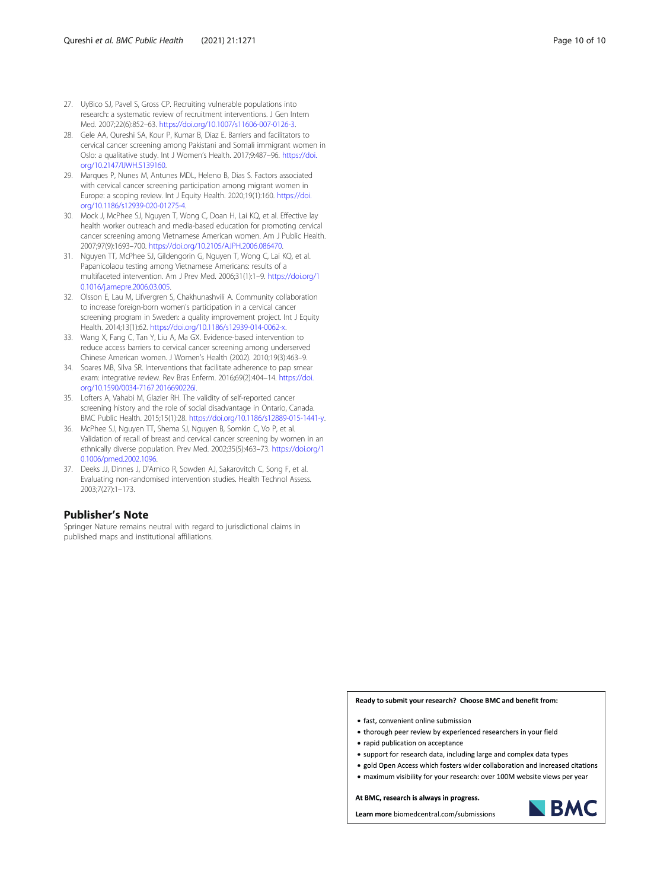27. UyBico SJ, Pavel S, Gross CP. Recruiting vulnerable populations into research: a systematic review of recruitment interventions. J Gen Intern Med. 2007;22(6):852–63. https://doi.org/10.1007/s11606-007-0126-3.
28. Gele AA, Qureshi SA, Kour P, Kumar B, Diaz E. Barriers and facilitators to cervical cancer screening among Pakistani and Somali immigrant women in Oslo: a qualitative study. Int J Women's Health. 2017;9:487–96. https://doi.org/10.2147/IJWH.S139160.
29. Marques P, Nunes M, Antunes MDL, Heleno B, Dias S. Factors associated with cervical cancer screening participation among migrant women in Europe: a scoping review. Int J Equity Health. 2020;19(1):160. https://doi.org/10.1186/s12939-020-01275-4.
30. Mock J, McPhee SJ, Nguyen T, Wong C, Doan H, Lai KQ, et al. Effective lay health worker outreach and media-based education for promoting cervical cancer screening among Vietnamese American women. Am J Public Health. 2007;97(9):1693–700. https://doi.org/10.2105/AJPH.2006.086470.
31. Nguyen TT, McPhee SJ, Gildengorin G, Nguyen T, Wong C, Lai KQ, et al. Papanicolaou testing among Vietnamese Americans: results of a multifaceted intervention. Am J Prev Med. 2006;31(1):1–9. https://doi.org/10.1016/j.amepre.2006.03.005.
32. Olsson E, Lau M, Lifvergren S, Chakhunashvili A. Community collaboration to increase foreign-born women's participation in a cervical cancer screening program in Sweden: a quality improvement project. Int J Equity Health. 2014;13(1):62. https://doi.org/10.1186/s12939-014-0062-x.
33. Wang X, Fang C, Tan Y, Liu A, Ma GX. Evidence-based intervention to reduce access barriers to cervical cancer screening among underserved Chinese American women. J Women's Health (2002). 2010;19(3):463–9.
34. Soares MB, Silva SR. Interventions that facilitate adherence to pap smear exam: integrative review. Rev Bras Enferm. 2016;69(2):404–14. https://doi.org/10.1590/0034-7167.2016690226i.
35. Lofters A, Vahabi M, Glazier RH. The validity of self-reported cancer screening history and the role of social disadvantage in Ontario, Canada. BMC Public Health. 2015;15(1):28. https://doi.org/10.1186/s12889-015-1441-y.
36. McPhee SJ, Nguyen TT, Shema SJ, Nguyen B, Somkin C, Vo P, et al. Validation of recall of breast and cervical cancer screening by women in an ethnically diverse population. Prev Med. 2002;35(5):463–73. https://doi.org/10.1006/pmed.2002.1096.
37. Deeks JJ, Dinnes J, D'Amico R, Sowden AJ, Sakarovitch C, Song F, et al. Evaluating non-randomised intervention studies. Health Technol Assess. 2003;7(27):1–173.

## Publisher's Note

Springer Nature remains neutral with regard to jurisdictional claims in published maps and institutional affiliations.

**Ready to submit your research? Choose BMC and benefit from:**

- fast, convenient online submission
- thorough peer review by experienced researchers in your field
- rapid publication on acceptance
- support for research data, including large and complex data types
- gold Open Access which fosters wider collaboration and increased citations
- maximum visibility for your research: over 100M website views per year

**At BMC, research is always in progress.**

**Learn more** biomedcentral.com/submissions

BMC